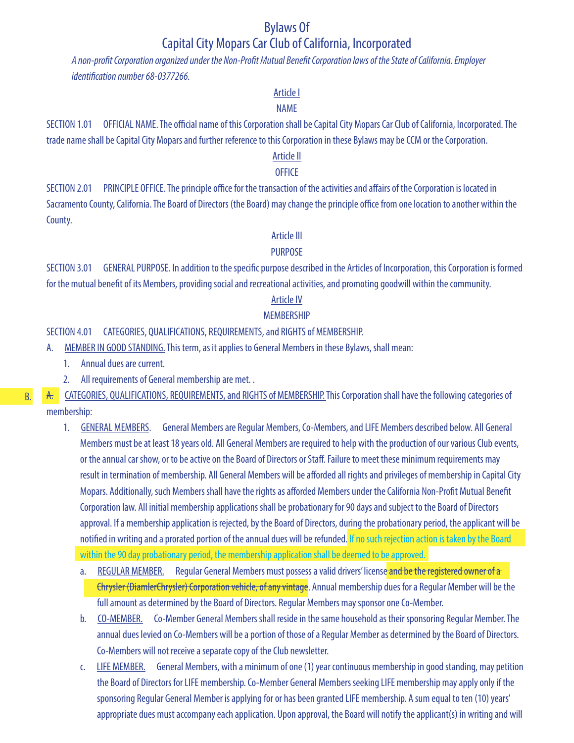# Bylaws Of
# Capital City Mopars Car Club of California, Incorporated

*A non-profit Corporation organized under the Non-Profit Mutual Benefit Corporation laws of the State of California. Employer identification number 68-0377266.*

## Article I
## NAME

SECTION 1.01 OFFICIAL NAME. The official name of this Corporation shall be Capital City Mopars Car Club of California, Incorporated. The trade name shall be Capital City Mopars and further reference to this Corporation in these Bylaws may be CCM or the Corporation.

## Article II
## OFFICE

SECTION 2.01 PRINCIPLE OFFICE. The principle office for the transaction of the activities and affairs of the Corporation is located in Sacramento County, California. The Board of Directors (the Board) may change the principle office from one location to another within the County.

## Article III
## PURPOSE

SECTION 3.01 GENERAL PURPOSE. In addition to the specific purpose described in the Articles of Incorporation, this Corporation is formed for the mutual benefit of its Members, providing social and recreational activities, and promoting goodwill within the community.

## Article IV
## MEMBERSHIP

SECTION 4.01 CATEGORIES, QUALIFICATIONS, REQUIREMENTS, and RIGHTS of MEMBERSHIP.

A. MEMBER IN GOOD STANDING. This term, as it applies to General Members in these Bylaws, shall mean:

1. Annual dues are current.
2. All requirements of General membership are met. .

B. ~~A.~~ CATEGORIES, QUALIFICATIONS, REQUIREMENTS, and RIGHTS of MEMBERSHIP. This Corporation shall have the following categories of membership:

1. GENERAL MEMBERS. General Members are Regular Members, Co-Members, and LIFE Members described below. All General Members must be at least 18 years old. All General Members are required to help with the production of our various Club events, or the annual car show, or to be active on the Board of Directors or Staff. Failure to meet these minimum requirements may result in termination of membership. All General Members will be afforded all rights and privileges of membership in Capital City Mopars. Additionally, such Members shall have the rights as afforded Members under the California Non-Profit Mutual Benefit Corporation law. All initial membership applications shall be probationary for 90 days and subject to the Board of Directors approval. If a membership application is rejected, by the Board of Directors, during the probationary period, the applicant will be notified in writing and a prorated portion of the annual dues will be refunded. If no such rejection action is taken by the Board within the 90 day probationary period, the membership application shall be deemed to be approved.

   a. REGULAR MEMBER. Regular General Members must possess a valid drivers' license ~~and be the registered owner of a Chrysler (DiamlerChrysler) Corporation vehicle, of any vintage~~. Annual membership dues for a Regular Member will be the full amount as determined by the Board of Directors. Regular Members may sponsor one Co-Member.

   b. CO-MEMBER. Co-Member General Members shall reside in the same household as their sponsoring Regular Member. The annual dues levied on Co-Members will be a portion of those of a Regular Member as determined by the Board of Directors. Co-Members will not receive a separate copy of the Club newsletter.

   c. LIFE MEMBER. General Members, with a minimum of one (1) year continuous membership in good standing, may petition the Board of Directors for LIFE membership. Co-Member General Members seeking LIFE membership may apply only if the sponsoring Regular General Member is applying for or has been granted LIFE membership. A sum equal to ten (10) years' appropriate dues must accompany each application. Upon approval, the Board will notify the applicant(s) in writing and will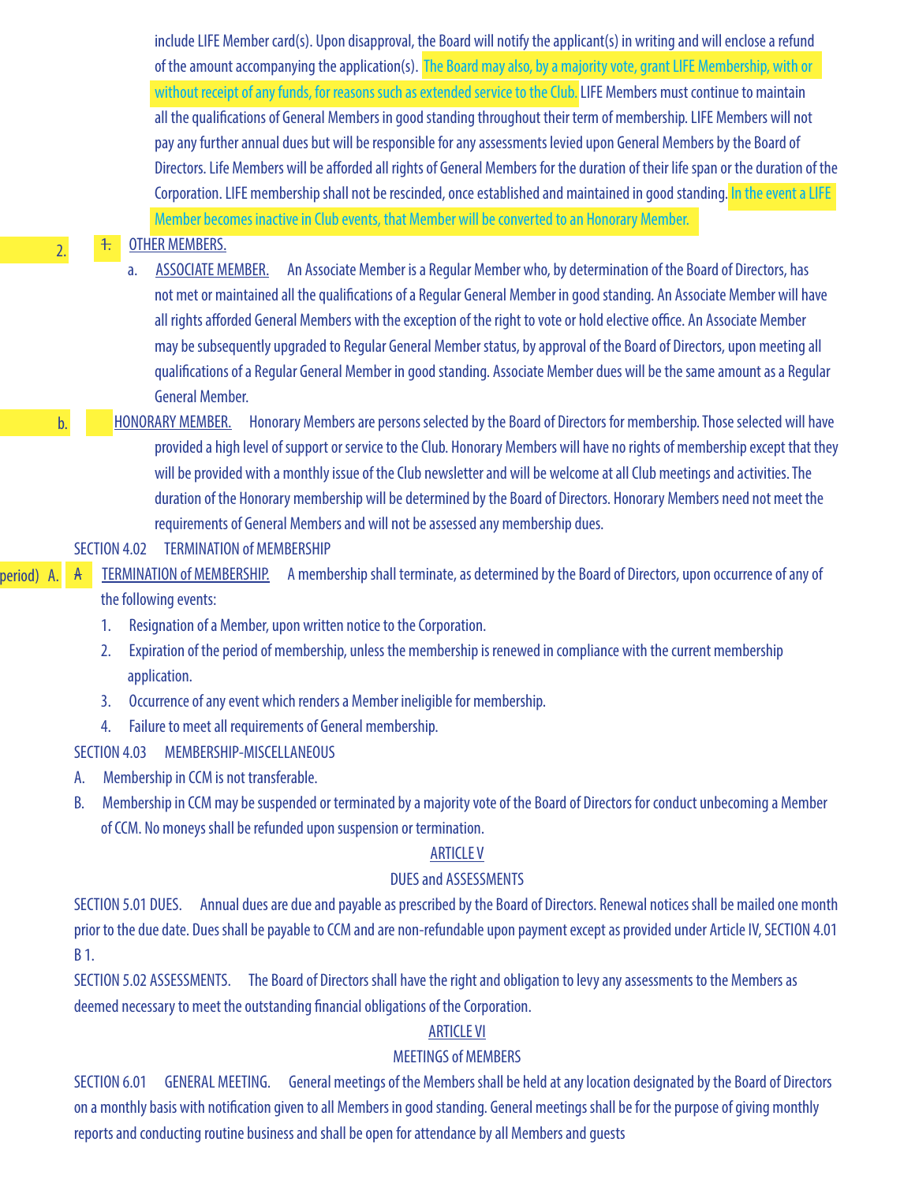include LIFE Member card(s). Upon disapproval, the Board will notify the applicant(s) in writing and will enclose a refund of the amount accompanying the application(s). The Board may also, by a majority vote, grant LIFE Membership, with or without receipt of any funds, for reasons such as extended service to the Club. LIFE Members must continue to maintain all the qualifications of General Members in good standing throughout their term of membership. LIFE Members will not pay any further annual dues but will be responsible for any assessments levied upon General Members by the Board of Directors. Life Members will be afforded all rights of General Members for the duration of their life span or the duration of the Corporation. LIFE membership shall not be rescinded, once established and maintained in good standing. In the event a LIFE Member becomes inactive in Club events, that Member will be converted to an Honorary Member.

2. ~~1.~~ OTHER MEMBERS.

a. ASSOCIATE MEMBER. An Associate Member is a Regular Member who, by determination of the Board of Directors, has not met or maintained all the qualifications of a Regular General Member in good standing. An Associate Member will have all rights afforded General Members with the exception of the right to vote or hold elective office. An Associate Member may be subsequently upgraded to Regular General Member status, by approval of the Board of Directors, upon meeting all qualifications of a Regular General Member in good standing. Associate Member dues will be the same amount as a Regular General Member.

b. HONORARY MEMBER. Honorary Members are persons selected by the Board of Directors for membership. Those selected will have provided a high level of support or service to the Club. Honorary Members will have no rights of membership except that they will be provided with a monthly issue of the Club newsletter and will be welcome at all Club meetings and activities. The duration of the Honorary membership will be determined by the Board of Directors. Honorary Members need not meet the requirements of General Members and will not be assessed any membership dues.

SECTION 4.02 TERMINATION of MEMBERSHIP

period) A. ~~A~~ TERMINATION of MEMBERSHIP. A membership shall terminate, as determined by the Board of Directors, upon occurrence of any of the following events:

1. Resignation of a Member, upon written notice to the Corporation.
2. Expiration of the period of membership, unless the membership is renewed in compliance with the current membership application.
3. Occurrence of any event which renders a Member ineligible for membership.
4. Failure to meet all requirements of General membership.

SECTION 4.03 MEMBERSHIP-MISCELLANEOUS

A. Membership in CCM is not transferable.

B. Membership in CCM may be suspended or terminated by a majority vote of the Board of Directors for conduct unbecoming a Member of CCM. No moneys shall be refunded upon suspension or termination.

## ARTICLE V

## DUES and ASSESSMENTS

SECTION 5.01 DUES. Annual dues are due and payable as prescribed by the Board of Directors. Renewal notices shall be mailed one month prior to the due date. Dues shall be payable to CCM and are non-refundable upon payment except as provided under Article IV, SECTION 4.01 B 1.

SECTION 5.02 ASSESSMENTS. The Board of Directors shall have the right and obligation to levy any assessments to the Members as deemed necessary to meet the outstanding financial obligations of the Corporation.

## ARTICLE VI

## MEETINGS of MEMBERS

SECTION 6.01 GENERAL MEETING. General meetings of the Members shall be held at any location designated by the Board of Directors on a monthly basis with notification given to all Members in good standing. General meetings shall be for the purpose of giving monthly reports and conducting routine business and shall be open for attendance by all Members and guests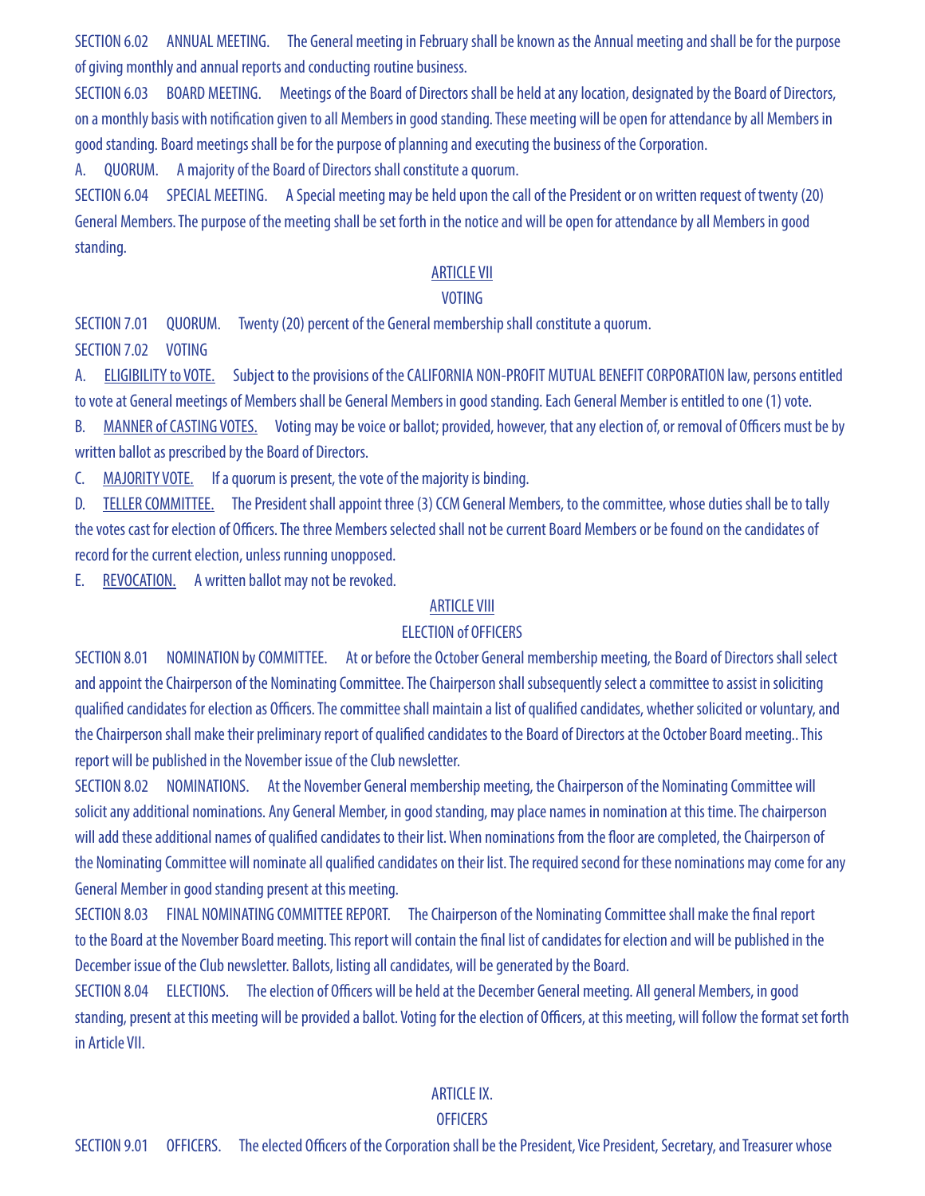SECTION 6.02 ANNUAL MEETING. The General meeting in February shall be known as the Annual meeting and shall be for the purpose of giving monthly and annual reports and conducting routine business.

SECTION 6.03 BOARD MEETING. Meetings of the Board of Directors shall be held at any location, designated by the Board of Directors, on a monthly basis with notification given to all Members in good standing. These meeting will be open for attendance by all Members in good standing. Board meetings shall be for the purpose of planning and executing the business of the Corporation.

A. QUORUM. A majority of the Board of Directors shall constitute a quorum.

SECTION 6.04 SPECIAL MEETING. A Special meeting may be held upon the call of the President or on written request of twenty (20) General Members. The purpose of the meeting shall be set forth in the notice and will be open for attendance by all Members in good standing.

## ARTICLE VII
## VOTING

SECTION 7.01 QUORUM. Twenty (20) percent of the General membership shall constitute a quorum.

SECTION 7.02 VOTING

A. ELIGIBILITY to VOTE. Subject to the provisions of the CALIFORNIA NON-PROFIT MUTUAL BENEFIT CORPORATION law, persons entitled to vote at General meetings of Members shall be General Members in good standing. Each General Member is entitled to one (1) vote.

B. MANNER of CASTING VOTES. Voting may be voice or ballot; provided, however, that any election of, or removal of Officers must be by written ballot as prescribed by the Board of Directors.

C. MAJORITY VOTE. If a quorum is present, the vote of the majority is binding.

D. TELLER COMMITTEE. The President shall appoint three (3) CCM General Members, to the committee, whose duties shall be to tally the votes cast for election of Officers. The three Members selected shall not be current Board Members or be found on the candidates of record for the current election, unless running unopposed.

E. REVOCATION. A written ballot may not be revoked.

## ARTICLE VIII
## ELECTION of OFFICERS

SECTION 8.01 NOMINATION by COMMITTEE. At or before the October General membership meeting, the Board of Directors shall select and appoint the Chairperson of the Nominating Committee. The Chairperson shall subsequently select a committee to assist in soliciting qualified candidates for election as Officers. The committee shall maintain a list of qualified candidates, whether solicited or voluntary, and the Chairperson shall make their preliminary report of qualified candidates to the Board of Directors at the October Board meeting.. This report will be published in the November issue of the Club newsletter.

SECTION 8.02 NOMINATIONS. At the November General membership meeting, the Chairperson of the Nominating Committee will solicit any additional nominations. Any General Member, in good standing, may place names in nomination at this time. The chairperson will add these additional names of qualified candidates to their list. When nominations from the floor are completed, the Chairperson of the Nominating Committee will nominate all qualified candidates on their list. The required second for these nominations may come for any General Member in good standing present at this meeting.

SECTION 8.03 FINAL NOMINATING COMMITTEE REPORT. The Chairperson of the Nominating Committee shall make the final report to the Board at the November Board meeting. This report will contain the final list of candidates for election and will be published in the December issue of the Club newsletter. Ballots, listing all candidates, will be generated by the Board.

SECTION 8.04 ELECTIONS. The election of Officers will be held at the December General meeting. All general Members, in good standing, present at this meeting will be provided a ballot. Voting for the election of Officers, at this meeting, will follow the format set forth in Article VII.

## ARTICLE IX.
## OFFICERS

SECTION 9.01 OFFICERS. The elected Officers of the Corporation shall be the President, Vice President, Secretary, and Treasurer whose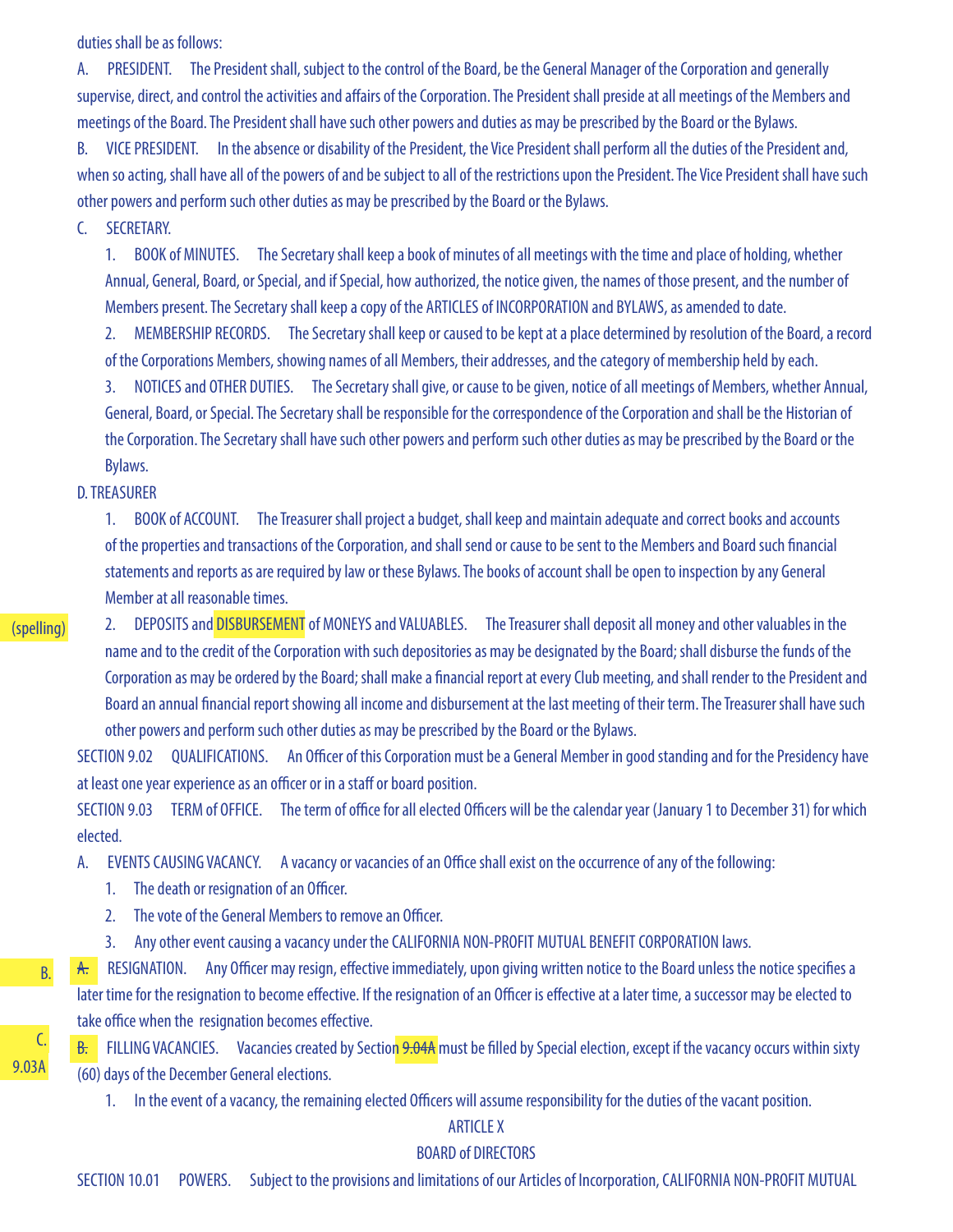duties shall be as follows:

A. PRESIDENT. The President shall, subject to the control of the Board, be the General Manager of the Corporation and generally supervise, direct, and control the activities and affairs of the Corporation. The President shall preside at all meetings of the Members and meetings of the Board. The President shall have such other powers and duties as may be prescribed by the Board or the Bylaws.

B. VICE PRESIDENT. In the absence or disability of the President, the Vice President shall perform all the duties of the President and, when so acting, shall have all of the powers of and be subject to all of the restrictions upon the President. The Vice President shall have such other powers and perform such other duties as may be prescribed by the Board or the Bylaws.

C. SECRETARY.

1. BOOK of MINUTES. The Secretary shall keep a book of minutes of all meetings with the time and place of holding, whether Annual, General, Board, or Special, and if Special, how authorized, the notice given, the names of those present, and the number of Members present. The Secretary shall keep a copy of the ARTICLES of INCORPORATION and BYLAWS, as amended to date.

2. MEMBERSHIP RECORDS. The Secretary shall keep or caused to be kept at a place determined by resolution of the Board, a record of the Corporations Members, showing names of all Members, their addresses, and the category of membership held by each.

3. NOTICES and OTHER DUTIES. The Secretary shall give, or cause to be given, notice of all meetings of Members, whether Annual, General, Board, or Special. The Secretary shall be responsible for the correspondence of the Corporation and shall be the Historian of the Corporation. The Secretary shall have such other powers and perform such other duties as may be prescribed by the Board or the Bylaws.

D. TREASURER

1. BOOK of ACCOUNT. The Treasurer shall project a budget, shall keep and maintain adequate and correct books and accounts of the properties and transactions of the Corporation, and shall send or cause to be sent to the Members and Board such financial statements and reports as are required by law or these Bylaws. The books of account shall be open to inspection by any General Member at all reasonable times.

(spelling) 2. DEPOSITS and DISBURSEMENT of MONEYS and VALUABLES. The Treasurer shall deposit all money and other valuables in the name and to the credit of the Corporation with such depositories as may be designated by the Board; shall disburse the funds of the Corporation as may be ordered by the Board; shall make a financial report at every Club meeting, and shall render to the President and Board an annual financial report showing all income and disbursement at the last meeting of their term. The Treasurer shall have such other powers and perform such other duties as may be prescribed by the Board or the Bylaws.

SECTION 9.02 QUALIFICATIONS. An Officer of this Corporation must be a General Member in good standing and for the Presidency have at least one year experience as an officer or in a staff or board position.

SECTION 9.03 TERM of OFFICE. The term of office for all elected Officers will be the calendar year (January 1 to December 31) for which elected.

A. EVENTS CAUSING VACANCY. A vacancy or vacancies of an Office shall exist on the occurrence of any of the following:

1. The death or resignation of an Officer.
2. The vote of the General Members to remove an Officer.
3. Any other event causing a vacancy under the CALIFORNIA NON-PROFIT MUTUAL BENEFIT CORPORATION laws.

B. ~~A.~~ RESIGNATION. Any Officer may resign, effective immediately, upon giving written notice to the Board unless the notice specifies a later time for the resignation to become effective. If the resignation of an Officer is effective at a later time, a successor may be elected to take office when the resignation becomes effective.

C. ~~B.~~ FILLING VACANCIES. Vacancies created by Section 9.03A ~~9.04A~~ must be filled by Special election, except if the vacancy occurs within sixty (60) days of the December General elections.

1. In the event of a vacancy, the remaining elected Officers will assume responsibility for the duties of the vacant position.

## ARTICLE X
## BOARD of DIRECTORS

SECTION 10.01 POWERS. Subject to the provisions and limitations of our Articles of Incorporation, CALIFORNIA NON-PROFIT MUTUAL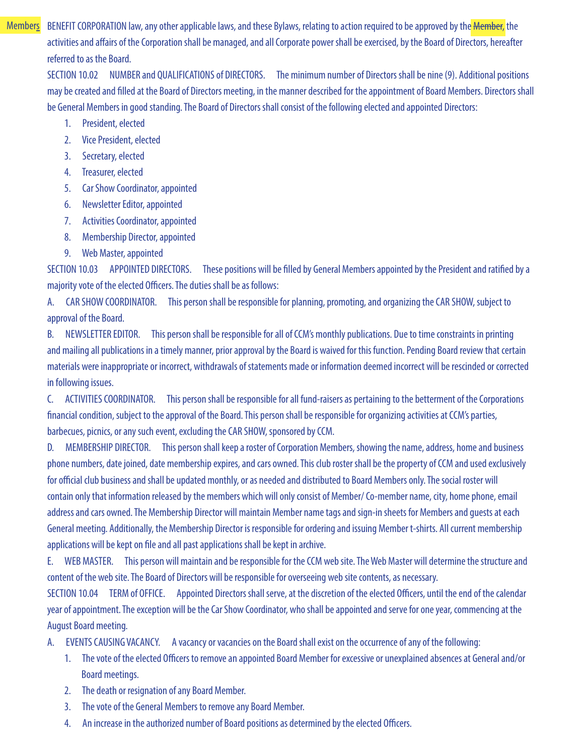Members BENEFIT CORPORATION law, any other applicable laws, and these Bylaws, relating to action required to be approved by the ~~Member~~, the activities and affairs of the Corporation shall be managed, and all Corporate power shall be exercised, by the Board of Directors, hereafter referred to as the Board.

SECTION 10.02 NUMBER and QUALIFICATIONS of DIRECTORS. The minimum number of Directors shall be nine (9). Additional positions may be created and filled at the Board of Directors meeting, in the manner described for the appointment of Board Members. Directors shall be General Members in good standing. The Board of Directors shall consist of the following elected and appointed Directors:

1. President, elected
2. Vice President, elected
3. Secretary, elected
4. Treasurer, elected
5. Car Show Coordinator, appointed
6. Newsletter Editor, appointed
7. Activities Coordinator, appointed
8. Membership Director, appointed
9. Web Master, appointed

SECTION 10.03 APPOINTED DIRECTORS. These positions will be filled by General Members appointed by the President and ratified by a majority vote of the elected Officers. The duties shall be as follows:

A. CAR SHOW COORDINATOR. This person shall be responsible for planning, promoting, and organizing the CAR SHOW, subject to approval of the Board.

B. NEWSLETTER EDITOR. This person shall be responsible for all of CCM's monthly publications. Due to time constraints in printing and mailing all publications in a timely manner, prior approval by the Board is waived for this function. Pending Board review that certain materials were inappropriate or incorrect, withdrawals of statements made or information deemed incorrect will be rescinded or corrected in following issues.

C. ACTIVITIES COORDINATOR. This person shall be responsible for all fund-raisers as pertaining to the betterment of the Corporations financial condition, subject to the approval of the Board. This person shall be responsible for organizing activities at CCM's parties, barbecues, picnics, or any such event, excluding the CAR SHOW, sponsored by CCM.

D. MEMBERSHIP DIRECTOR. This person shall keep a roster of Corporation Members, showing the name, address, home and business phone numbers, date joined, date membership expires, and cars owned. This club roster shall be the property of CCM and used exclusively for official club business and shall be updated monthly, or as needed and distributed to Board Members only. The social roster will contain only that information released by the members which will only consist of Member/ Co-member name, city, home phone, email address and cars owned. The Membership Director will maintain Member name tags and sign-in sheets for Members and guests at each General meeting. Additionally, the Membership Director is responsible for ordering and issuing Member t-shirts. All current membership applications will be kept on file and all past applications shall be kept in archive.

E. WEB MASTER. This person will maintain and be responsible for the CCM web site. The Web Master will determine the structure and content of the web site. The Board of Directors will be responsible for overseeing web site contents, as necessary.

SECTION 10.04 TERM of OFFICE. Appointed Directors shall serve, at the discretion of the elected Officers, until the end of the calendar year of appointment. The exception will be the Car Show Coordinator, who shall be appointed and serve for one year, commencing at the August Board meeting.

A. EVENTS CAUSING VACANCY. A vacancy or vacancies on the Board shall exist on the occurrence of any of the following:

1. The vote of the elected Officers to remove an appointed Board Member for excessive or unexplained absences at General and/or Board meetings.
2. The death or resignation of any Board Member.
3. The vote of the General Members to remove any Board Member.
4. An increase in the authorized number of Board positions as determined by the elected Officers.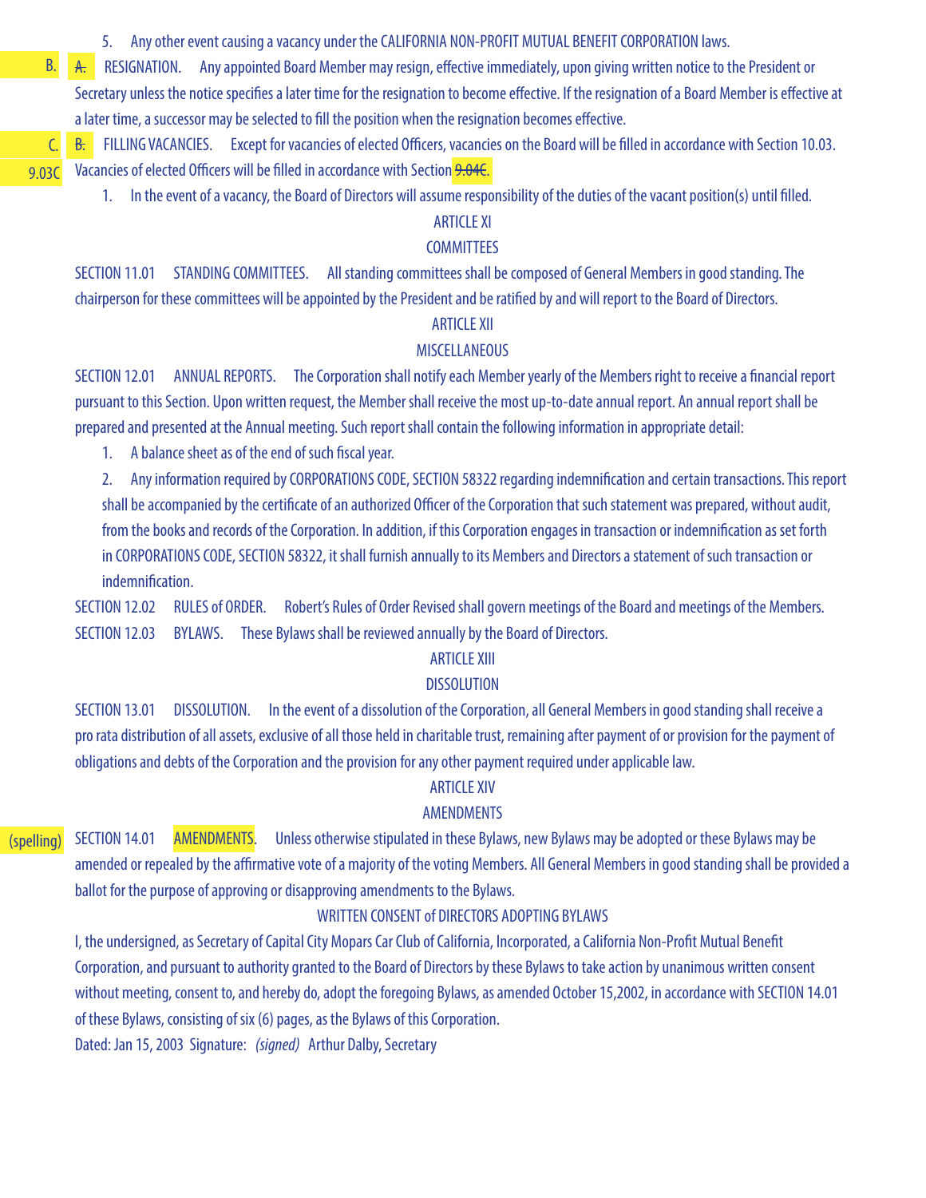5. Any other event causing a vacancy under the CALIFORNIA NON-PROFIT MUTUAL BENEFIT CORPORATION laws.

B. ~~A.~~ RESIGNATION. Any appointed Board Member may resign, effective immediately, upon giving written notice to the President or Secretary unless the notice specifies a later time for the resignation to become effective. If the resignation of a Board Member is effective at a later time, a successor may be selected to fill the position when the resignation becomes effective.

C. ~~B.~~ FILLING VACANCIES. Except for vacancies of elected Officers, vacancies on the Board will be filled in accordance with Section 10.03. Vacancies of elected Officers will be filled in accordance with Section ~~9.04C~~ 9.03C.

1. In the event of a vacancy, the Board of Directors will assume responsibility of the duties of the vacant position(s) until filled.

## ARTICLE XI
## COMMITTEES

SECTION 11.01 STANDING COMMITTEES. All standing committees shall be composed of General Members in good standing. The chairperson for these committees will be appointed by the President and be ratified by and will report to the Board of Directors.

## ARTICLE XII
## MISCELLANEOUS

SECTION 12.01 ANNUAL REPORTS. The Corporation shall notify each Member yearly of the Members right to receive a financial report pursuant to this Section. Upon written request, the Member shall receive the most up-to-date annual report. An annual report shall be prepared and presented at the Annual meeting. Such report shall contain the following information in appropriate detail:

1. A balance sheet as of the end of such fiscal year.
2. Any information required by CORPORATIONS CODE, SECTION 58322 regarding indemnification and certain transactions. This report shall be accompanied by the certificate of an authorized Officer of the Corporation that such statement was prepared, without audit, from the books and records of the Corporation. In addition, if this Corporation engages in transaction or indemnification as set forth in CORPORATIONS CODE, SECTION 58322, it shall furnish annually to its Members and Directors a statement of such transaction or indemnification.

SECTION 12.02 RULES of ORDER. Robert's Rules of Order Revised shall govern meetings of the Board and meetings of the Members.

SECTION 12.03 BYLAWS. These Bylaws shall be reviewed annually by the Board of Directors.

## ARTICLE XIII
## DISSOLUTION

SECTION 13.01 DISSOLUTION. In the event of a dissolution of the Corporation, all General Members in good standing shall receive a pro rata distribution of all assets, exclusive of all those held in charitable trust, remaining after payment of or provision for the payment of obligations and debts of the Corporation and the provision for any other payment required under applicable law.

## ARTICLE XIV
## AMENDMENTS

(spelling) SECTION 14.01 AMENDMENTS. Unless otherwise stipulated in these Bylaws, new Bylaws may be adopted or these Bylaws may be amended or repealed by the affirmative vote of a majority of the voting Members. All General Members in good standing shall be provided a ballot for the purpose of approving or disapproving amendments to the Bylaws.

## WRITTEN CONSENT of DIRECTORS ADOPTING BYLAWS

I, the undersigned, as Secretary of Capital City Mopars Car Club of California, Incorporated, a California Non-Profit Mutual Benefit Corporation, and pursuant to authority granted to the Board of Directors by these Bylaws to take action by unanimous written consent without meeting, consent to, and hereby do, adopt the foregoing Bylaws, as amended October 15,2002, in accordance with SECTION 14.01 of these Bylaws, consisting of six (6) pages, as the Bylaws of this Corporation.

Dated: Jan 15, 2003 Signature: *(signed)* Arthur Dalby, Secretary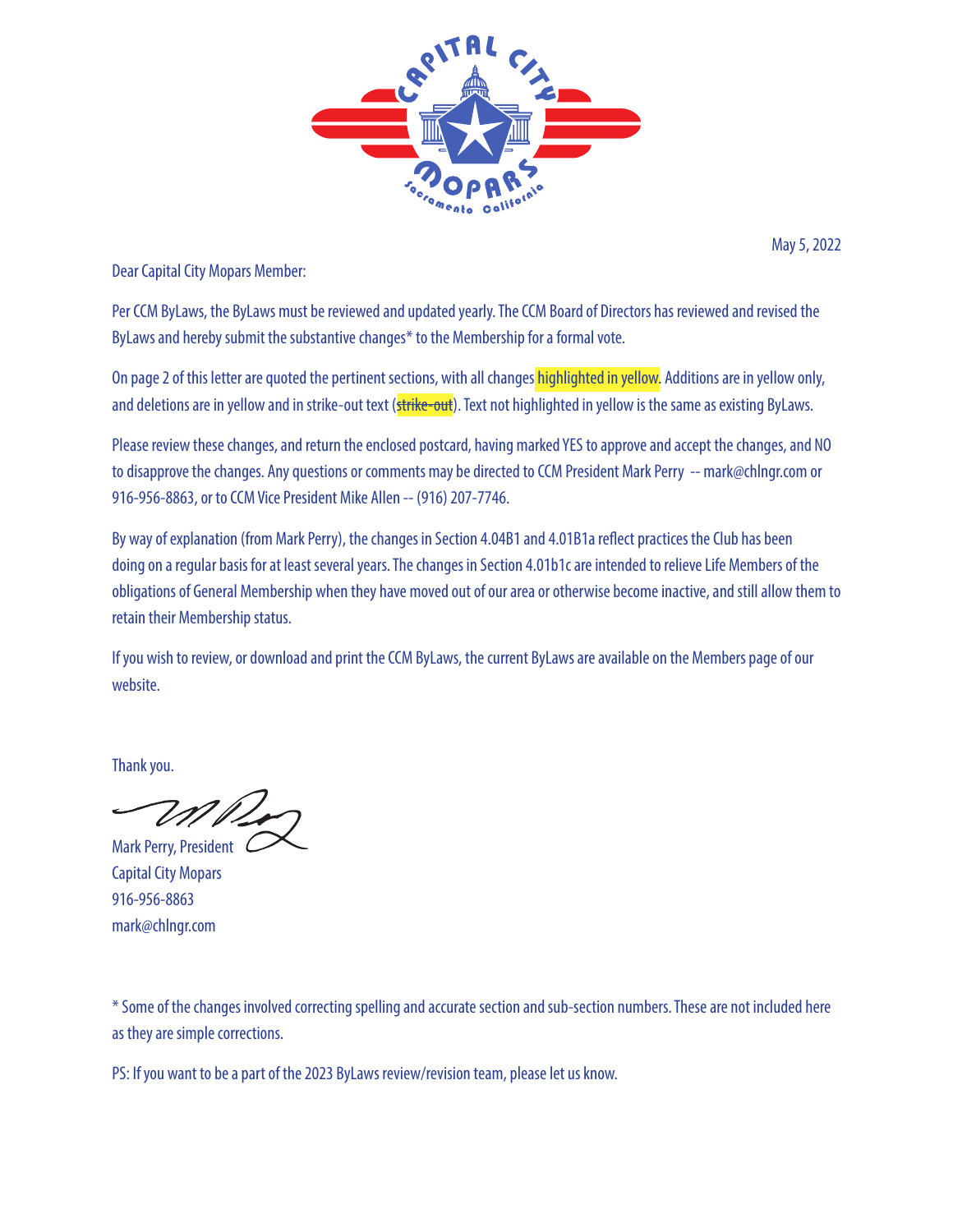May 5, 2022

Dear Capital City Mopars Member:

Per CCM ByLaws, the ByLaws must be reviewed and updated yearly. The CCM Board of Directors has reviewed and revised the ByLaws and hereby submit the substantive changes* to the Membership for a formal vote.

On page 2 of this letter are quoted the pertinent sections, with all changes highlighted in yellow. Additions are in yellow only, and deletions are in yellow and in strike-out text (~~strike-out~~). Text not highlighted in yellow is the same as existing ByLaws.

Please review these changes, and return the enclosed postcard, having marked YES to approve and accept the changes, and NO to disapprove the changes. Any questions or comments may be directed to CCM President Mark Perry -- mark@chlngr.com or 916-956-8863, or to CCM Vice President Mike Allen -- (916) 207-7746.

By way of explanation (from Mark Perry), the changes in Section 4.04B1 and 4.01B1a reflect practices the Club has been doing on a regular basis for at least several years. The changes in Section 4.01b1c are intended to relieve Life Members of the obligations of General Membership when they have moved out of our area or otherwise become inactive, and still allow them to retain their Membership status.

If you wish to review, or download and print the CCM ByLaws, the current ByLaws are available on the Members page of our website.

Thank you.

Mark Perry, President
Capital City Mopars
916-956-8863
mark@chlngr.com

* Some of the changes involved correcting spelling and accurate section and sub-section numbers. These are not included here as they are simple corrections.

PS: If you want to be a part of the 2023 ByLaws review/revision team, please let us know.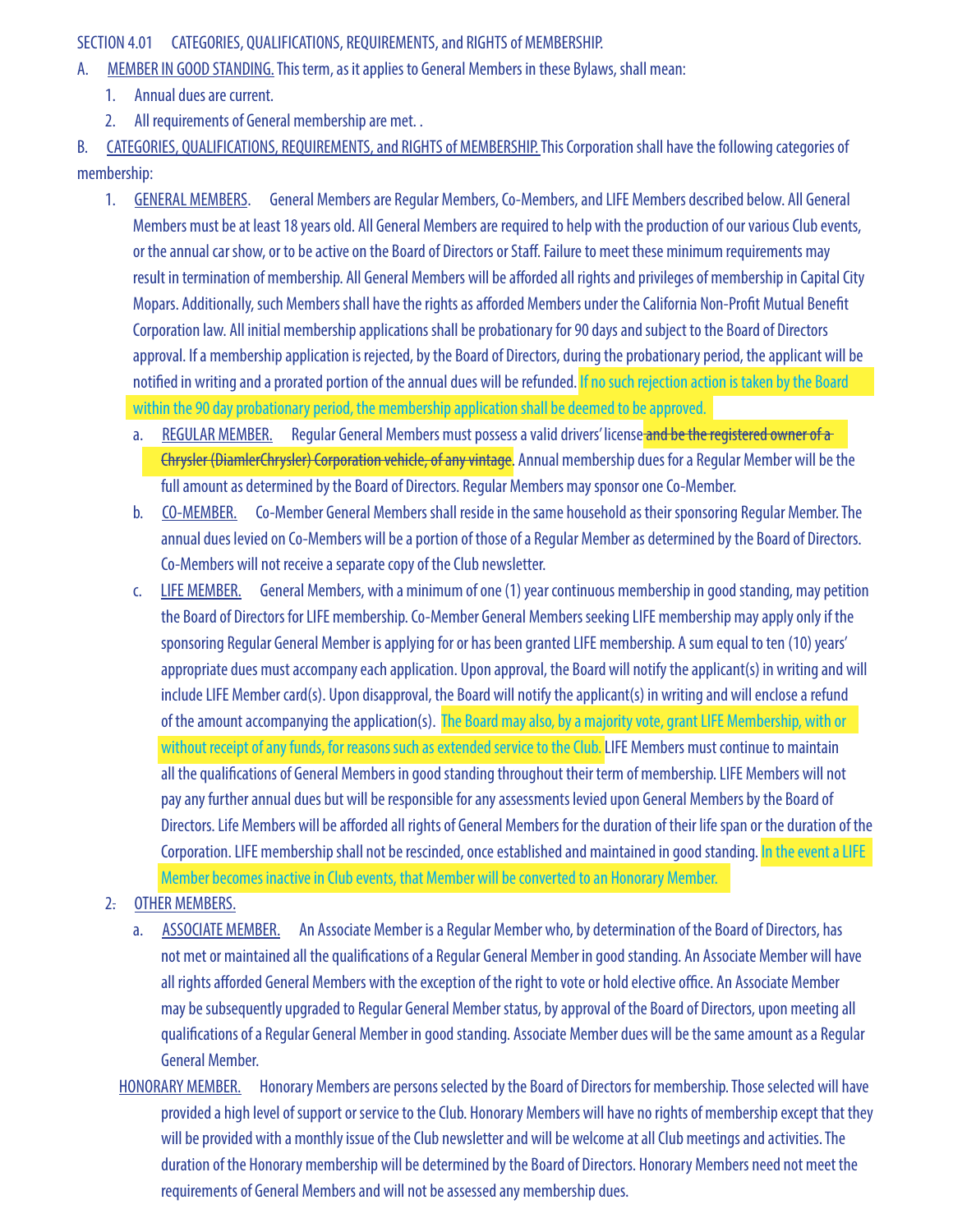SECTION 4.01 CATEGORIES, QUALIFICATIONS, REQUIREMENTS, and RIGHTS of MEMBERSHIP.

A. <u>MEMBER IN GOOD STANDING.</u> This term, as it applies to General Members in these Bylaws, shall mean:

1. Annual dues are current.
2. All requirements of General membership are met. .

B. <u>CATEGORIES, QUALIFICATIONS, REQUIREMENTS, and RIGHTS of MEMBERSHIP.</u> This Corporation shall have the following categories of membership:

1. <u>GENERAL MEMBERS</u>. General Members are Regular Members, Co-Members, and LIFE Members described below. All General Members must be at least 18 years old. All General Members are required to help with the production of our various Club events, or the annual car show, or to be active on the Board of Directors or Staff. Failure to meet these minimum requirements may result in termination of membership. All General Members will be afforded all rights and privileges of membership in Capital City Mopars. Additionally, such Members shall have the rights as afforded Members under the California Non-Profit Mutual Benefit Corporation law. All initial membership applications shall be probationary for 90 days and subject to the Board of Directors approval. If a membership application is rejected, by the Board of Directors, during the probationary period, the applicant will be notified in writing and a prorated portion of the annual dues will be refunded. If no such rejection action is taken by the Board within the 90 day probationary period, the membership application shall be deemed to be approved.

   a. <u>REGULAR MEMBER.</u> Regular General Members must possess a valid drivers' license ~~and be the registered owner of a Chrysler (DiamlerChrysler) Corporation vehicle, of any vintage~~. Annual membership dues for a Regular Member will be the full amount as determined by the Board of Directors. Regular Members may sponsor one Co-Member.

   b. <u>CO-MEMBER.</u> Co-Member General Members shall reside in the same household as their sponsoring Regular Member. The annual dues levied on Co-Members will be a portion of those of a Regular Member as determined by the Board of Directors. Co-Members will not receive a separate copy of the Club newsletter.

   c. <u>LIFE MEMBER.</u> General Members, with a minimum of one (1) year continuous membership in good standing, may petition the Board of Directors for LIFE membership. Co-Member General Members seeking LIFE membership may apply only if the sponsoring Regular General Member is applying for or has been granted LIFE membership. A sum equal to ten (10) years' appropriate dues must accompany each application. Upon approval, the Board will notify the applicant(s) in writing and will include LIFE Member card(s). Upon disapproval, the Board will notify the applicant(s) in writing and will enclose a refund of the amount accompanying the application(s). The Board may also, by a majority vote, grant LIFE Membership, with or without receipt of any funds, for reasons such as extended service to the Club. LIFE Members must continue to maintain all the qualifications of General Members in good standing throughout their term of membership. LIFE Members will not pay any further annual dues but will be responsible for any assessments levied upon General Members by the Board of Directors. Life Members will be afforded all rights of General Members for the duration of their life span or the duration of the Corporation. LIFE membership shall not be rescinded, once established and maintained in good standing. In the event a LIFE Member becomes inactive in Club events, that Member will be converted to an Honorary Member.

2. <u>OTHER MEMBERS.</u>

   a. <u>ASSOCIATE MEMBER.</u> An Associate Member is a Regular Member who, by determination of the Board of Directors, has not met or maintained all the qualifications of a Regular General Member in good standing. An Associate Member will have all rights afforded General Members with the exception of the right to vote or hold elective office. An Associate Member may be subsequently upgraded to Regular General Member status, by approval of the Board of Directors, upon meeting all qualifications of a Regular General Member in good standing. Associate Member dues will be the same amount as a Regular General Member.

   <u>HONORARY MEMBER.</u> Honorary Members are persons selected by the Board of Directors for membership. Those selected will have provided a high level of support or service to the Club. Honorary Members will have no rights of membership except that they will be provided with a monthly issue of the Club newsletter and will be welcome at all Club meetings and activities. The duration of the Honorary membership will be determined by the Board of Directors. Honorary Members need not meet the requirements of General Members and will not be assessed any membership dues.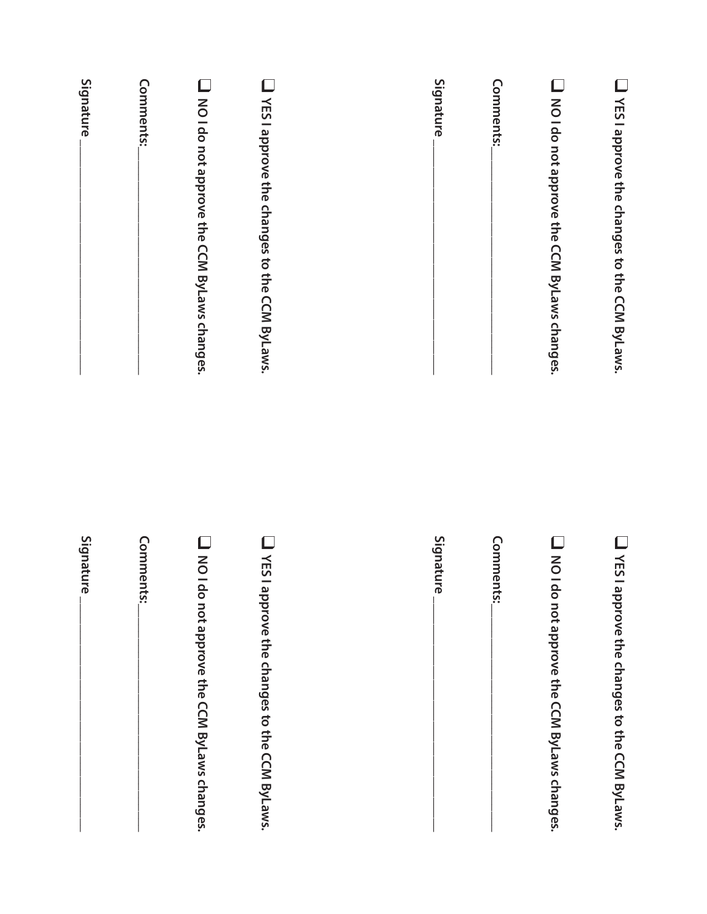☐ **YES I approve the changes to the CCM ByLaws.**

☐ **NO I do not approve the CCM ByLaws changes.**

**Comments:**\_\_\_\_\_\_\_\_\_\_\_\_\_\_\_\_\_\_\_\_\_\_\_\_\_\_\_\_\_\_\_\_\_\_\_\_\_\_\_\_

**Signature** \_\_\_\_\_\_\_\_\_\_\_\_\_\_\_\_\_\_\_\_\_\_\_\_\_\_\_\_\_\_\_\_\_\_\_\_\_\_\_\_

☐ **YES I approve the changes to the CCM ByLaws.**

☐ **NO I do not approve the CCM ByLaws changes.**

**Comments:**\_\_\_\_\_\_\_\_\_\_\_\_\_\_\_\_\_\_\_\_\_\_\_\_\_\_\_\_\_\_\_\_\_\_\_\_\_\_\_\_

**Signature** \_\_\_\_\_\_\_\_\_\_\_\_\_\_\_\_\_\_\_\_\_\_\_\_\_\_\_\_\_\_\_\_\_\_\_\_\_\_\_\_

☐ **YES I approve the changes to the CCM ByLaws.**

☐ **NO I do not approve the CCM ByLaws changes.**

**Comments:**\_\_\_\_\_\_\_\_\_\_\_\_\_\_\_\_\_\_\_\_\_\_\_\_\_\_\_\_\_\_\_\_\_\_\_\_\_\_\_\_

**Signature** \_\_\_\_\_\_\_\_\_\_\_\_\_\_\_\_\_\_\_\_\_\_\_\_\_\_\_\_\_\_\_\_\_\_\_\_\_\_\_\_

☐ **YES I approve the changes to the CCM ByLaws.**

☐ **NO I do not approve the CCM ByLaws changes.**

**Comments:**\_\_\_\_\_\_\_\_\_\_\_\_\_\_\_\_\_\_\_\_\_\_\_\_\_\_\_\_\_\_\_\_\_\_\_\_\_\_\_\_

**Signature** \_\_\_\_\_\_\_\_\_\_\_\_\_\_\_\_\_\_\_\_\_\_\_\_\_\_\_\_\_\_\_\_\_\_\_\_\_\_\_\_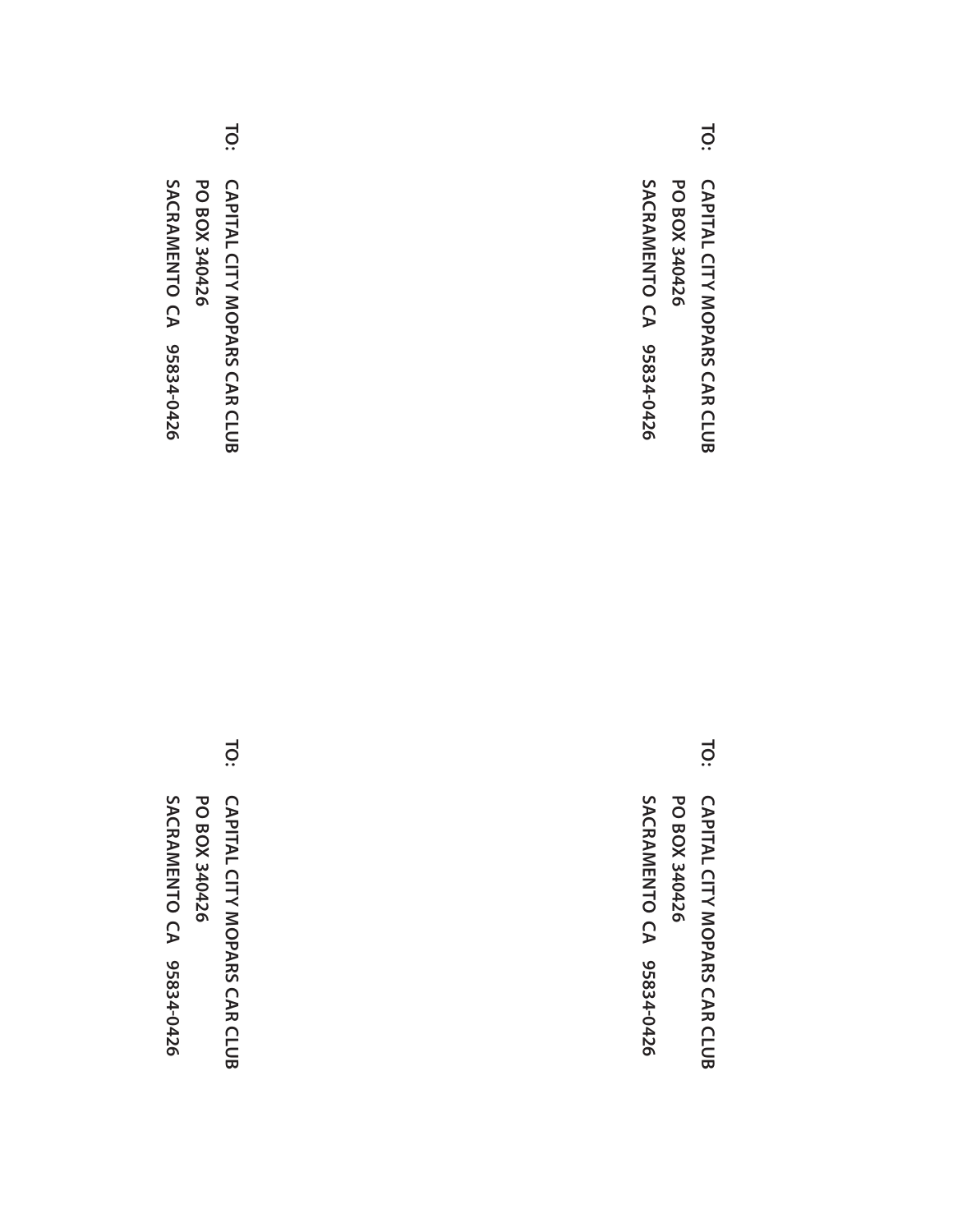TO:

CAPITAL CITY MOPARS CAR CLUB
PO BOX 340426
SACRAMENTO CA 95834-0426

TO:

CAPITAL CITY MOPARS CAR CLUB
PO BOX 340426
SACRAMENTO CA 95834-0426

TO:

CAPITAL CITY MOPARS CAR CLUB
PO BOX 340426
SACRAMENTO CA 95834-0426

TO:

CAPITAL CITY MOPARS CAR CLUB
PO BOX 340426
SACRAMENTO CA 95834-0426